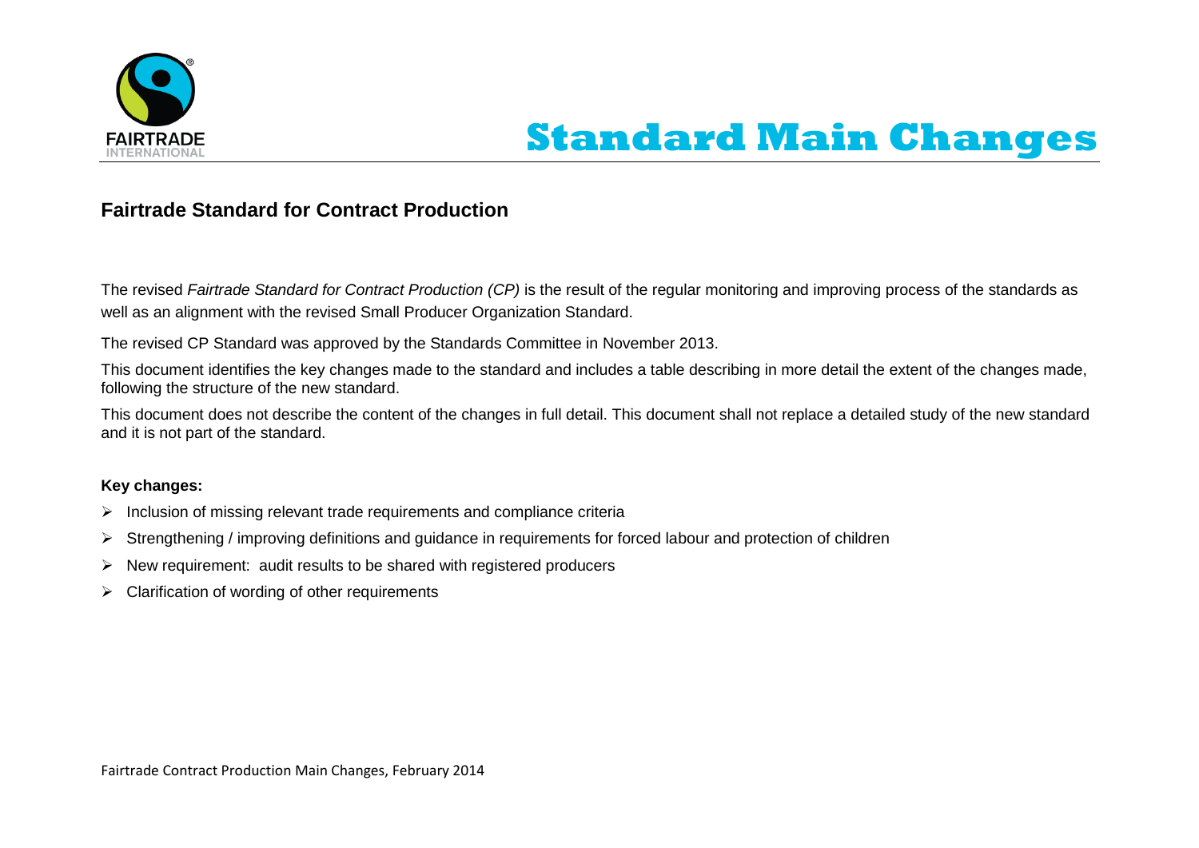# Standard Main Changes

## Fairtrade Standard for Contract Production

The revised *Fairtrade Standard for Contract Production (CP)* is the result of the regular monitoring and improving process of the standards as well as an alignment with the revised Small Producer Organization Standard.

The revised CP Standard was approved by the Standards Committee in November 2013.

This document identifies the key changes made to the standard and includes a table describing in more detail the extent of the changes made, following the structure of the new standard.

This document does not describe the content of the changes in full detail. This document shall not replace a detailed study of the new standard and it is not part of the standard.

**Key changes:**

- Inclusion of missing relevant trade requirements and compliance criteria
- Strengthening / improving definitions and guidance in requirements for forced labour and protection of children
- New requirement: audit results to be shared with registered producers
- Clarification of wording of other requirements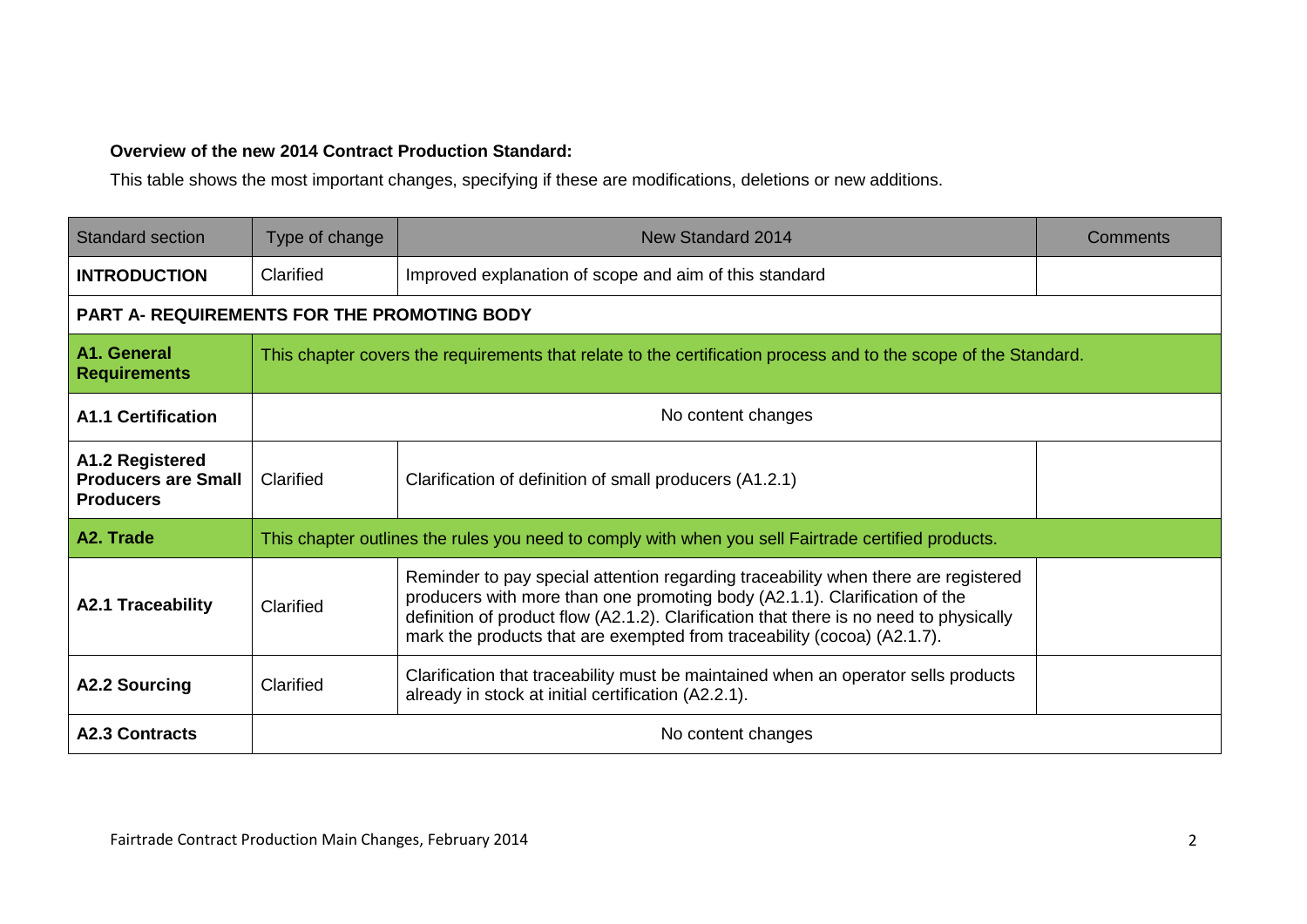**Overview of the new 2014 Contract Production Standard:**

This table shows the most important changes, specifying if these are modifications, deletions or new additions.

| Standard section | Type of change | New Standard 2014 | Comments |
|---|---|---|---|
| **INTRODUCTION** | Clarified | Improved explanation of scope and aim of this standard | |
| **PART A- REQUIREMENTS FOR THE PROMOTING BODY** | | | |
| **A1. General Requirements** | This chapter covers the requirements that relate to the certification process and to the scope of the Standard. | | |
| **A1.1 Certification** | No content changes | | |
| **A1.2 Registered Producers are Small Producers** | Clarified | Clarification of definition of small producers (A1.2.1) | |
| **A2. Trade** | This chapter outlines the rules you need to comply with when you sell Fairtrade certified products. | | |
| **A2.1 Traceability** | Clarified | Reminder to pay special attention regarding traceability when there are registered producers with more than one promoting body (A2.1.1). Clarification of the definition of product flow (A2.1.2). Clarification that there is no need to physically mark the products that are exempted from traceability (cocoa) (A2.1.7). | |
| **A2.2 Sourcing** | Clarified | Clarification that traceability must be maintained when an operator sells products already in stock at initial certification (A2.2.1). | |
| **A2.3 Contracts** | No content changes | | |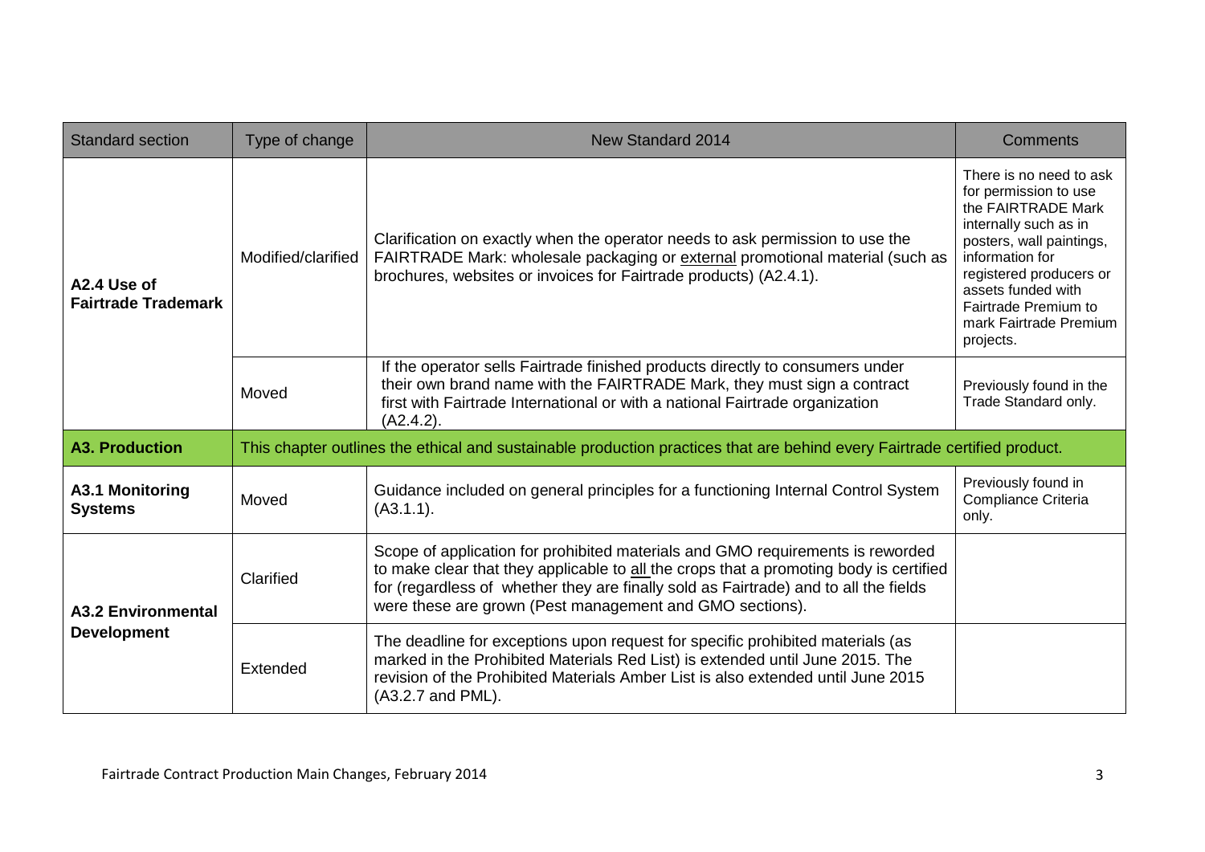| Standard section | Type of change | New Standard 2014 | Comments |
|---|---|---|---|
| **A2.4 Use of Fairtrade Trademark** | Modified/clarified | Clarification on exactly when the operator needs to ask permission to use the FAIRTRADE Mark: wholesale packaging or external promotional material (such as brochures, websites or invoices for Fairtrade products) (A2.4.1). | There is no need to ask for permission to use the FAIRTRADE Mark internally such as in posters, wall paintings, information for registered producers or assets funded with Fairtrade Premium to mark Fairtrade Premium projects. |
| | Moved | If the operator sells Fairtrade finished products directly to consumers under their own brand name with the FAIRTRADE Mark, they must sign a contract first with Fairtrade International or with a national Fairtrade organization (A2.4.2). | Previously found in the Trade Standard only. |
| **A3. Production** | This chapter outlines the ethical and sustainable production practices that are behind every Fairtrade certified product. | | |
| **A3.1 Monitoring Systems** | Moved | Guidance included on general principles for a functioning Internal Control System (A3.1.1). | Previously found in Compliance Criteria only. |
| **A3.2 Environmental Development** | Clarified | Scope of application for prohibited materials and GMO requirements is reworded to make clear that they applicable to all the crops that a promoting body is certified for (regardless of whether they are finally sold as Fairtrade) and to all the fields were these are grown (Pest management and GMO sections). | |
| | Extended | The deadline for exceptions upon request for specific prohibited materials (as marked in the Prohibited Materials Red List) is extended until June 2015. The revision of the Prohibited Materials Amber List is also extended until June 2015 (A3.2.7 and PML). | |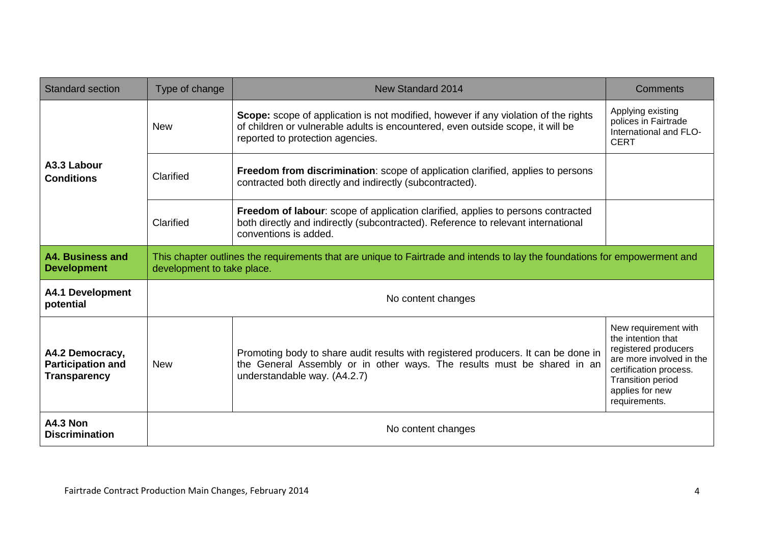| Standard section | Type of change | New Standard 2014 | Comments |
|---|---|---|---|
| **A3.3 Labour Conditions** | New | **Scope:** scope of application is not modified, however if any violation of the rights of children or vulnerable adults is encountered, even outside scope, it will be reported to protection agencies. | Applying existing polices in Fairtrade International and FLO-CERT |
| | Clarified | **Freedom from discrimination**: scope of application clarified, applies to persons contracted both directly and indirectly (subcontracted). | |
| | Clarified | **Freedom of labour**: scope of application clarified, applies to persons contracted both directly and indirectly (subcontracted). Reference to relevant international conventions is added. | |
| **A4. Business and Development** | This chapter outlines the requirements that are unique to Fairtrade and intends to lay the foundations for empowerment and development to take place. | | |
| **A4.1 Development potential** | No content changes | | |
| **A4.2 Democracy, Participation and Transparency** | New | Promoting body to share audit results with registered producers. It can be done in the General Assembly or in other ways. The results must be shared in an understandable way. (A4.2.7) | New requirement with the intention that registered producers are more involved in the certification process. Transition period applies for new requirements. |
| **A4.3 Non Discrimination** | No content changes | | |

Fairtrade Contract Production Main Changes, February 2014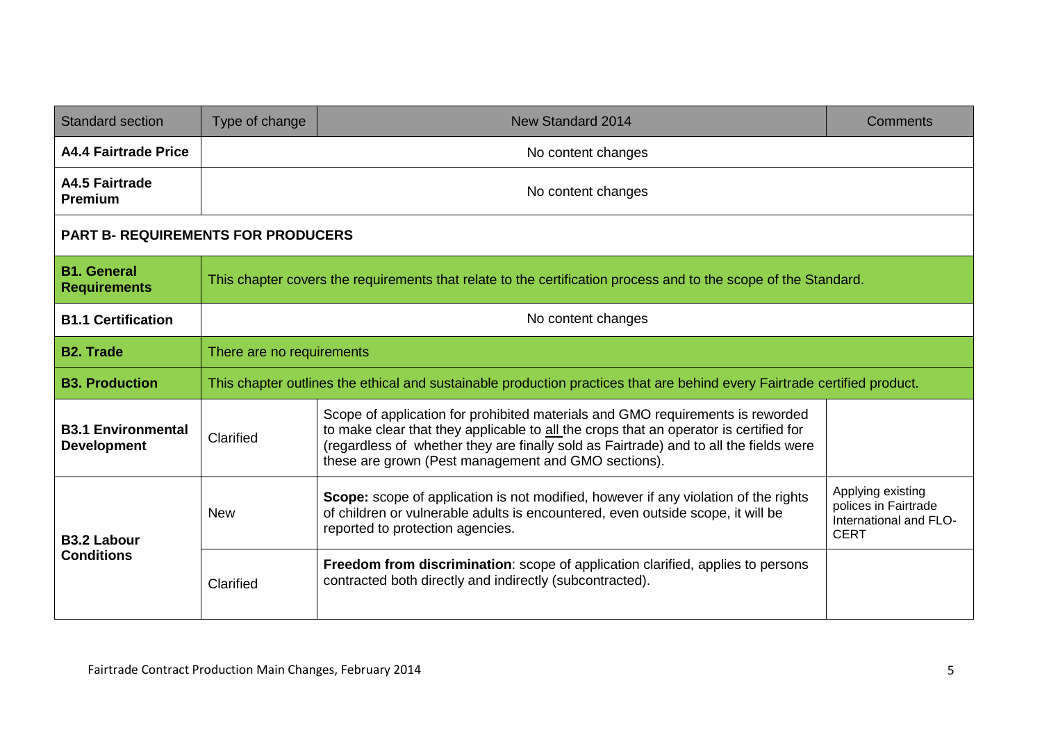| Standard section | Type of change | New Standard 2014 | Comments |
|---|---|---|---|
| **A4.4 Fairtrade Price** | No content changes | | |
| **A4.5 Fairtrade Premium** | No content changes | | |
| **PART B- REQUIREMENTS FOR PRODUCERS** | | | |
| **B1. General Requirements** | This chapter covers the requirements that relate to the certification process and to the scope of the Standard. | | |
| **B1.1 Certification** | No content changes | | |
| **B2. Trade** | There are no requirements | | |
| **B3. Production** | This chapter outlines the ethical and sustainable production practices that are behind every Fairtrade certified product. | | |
| **B3.1 Environmental Development** | Clarified | Scope of application for prohibited materials and GMO requirements is reworded to make clear that they applicable to all the crops that an operator is certified for (regardless of whether they are finally sold as Fairtrade) and to all the fields were these are grown (Pest management and GMO sections). | |
| **B3.2 Labour Conditions** | New | **Scope:** scope of application is not modified, however if any violation of the rights of children or vulnerable adults is encountered, even outside scope, it will be reported to protection agencies. | Applying existing polices in Fairtrade International and FLO-CERT |
| | Clarified | **Freedom from discrimination**: scope of application clarified, applies to persons contracted both directly and indirectly (subcontracted). | |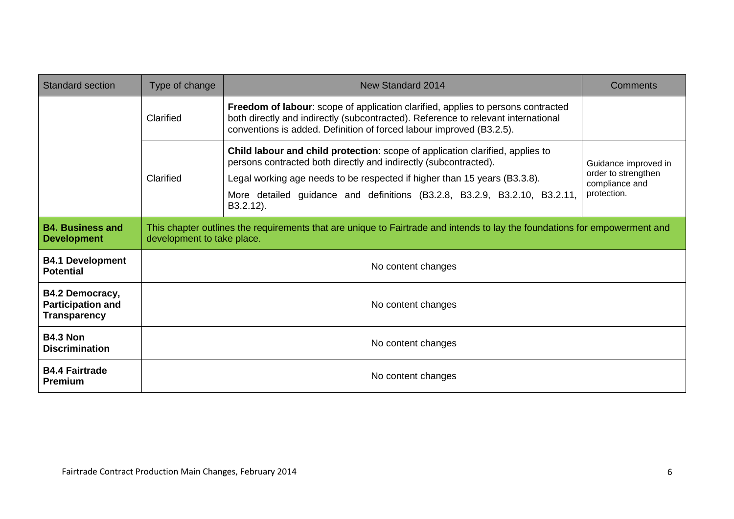| Standard section | Type of change | New Standard 2014 | Comments |
| --- | --- | --- | --- |
| | Clarified | **Freedom of labour**: scope of application clarified, applies to persons contracted both directly and indirectly (subcontracted). Reference to relevant international conventions is added. Definition of forced labour improved (B3.2.5). | |
| | Clarified | **Child labour and child protection**: scope of application clarified, applies to persons contracted both directly and indirectly (subcontracted).<br>Legal working age needs to be respected if higher than 15 years (B3.3.8).<br>More detailed guidance and definitions (B3.2.8, B3.2.9, B3.2.10, B3.2.11, B3.2.12). | Guidance improved in order to strengthen compliance and protection. |
| **B4. Business and Development** | This chapter outlines the requirements that are unique to Fairtrade and intends to lay the foundations for empowerment and development to take place. | | |
| **B4.1 Development Potential** | No content changes | | |
| **B4.2 Democracy, Participation and Transparency** | No content changes | | |
| **B4.3 Non Discrimination** | No content changes | | |
| **B4.4 Fairtrade Premium** | No content changes | | |

Fairtrade Contract Production Main Changes, February 2014